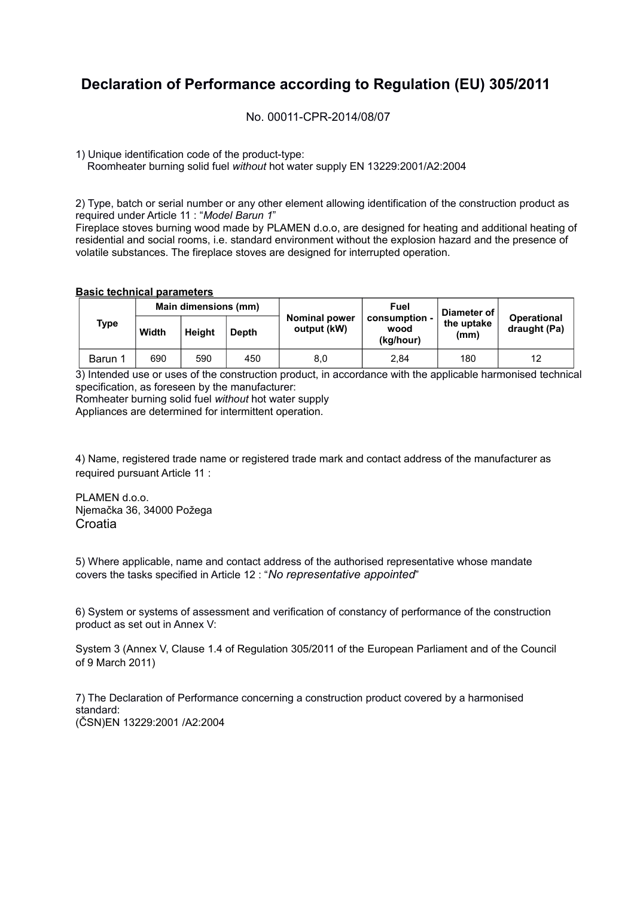# Declaration of Performance according to Regulation (EU) 305/2011

No. 00011-CPR-2014/08/07

1) Unique identification code of the product-type:
Roomheater burning solid fuel *without* hot water supply EN 13229:2001/A2:2004

2) Type, batch or serial number or any other element allowing identification of the construction product as required under Article 11 : "*Model Barun 1*"
Fireplace stoves burning wood made by PLAMEN d.o.o, are designed for heating and additional heating of residential and social rooms, i.e. standard environment without the explosion hazard and the presence of volatile substances. The fireplace stoves are designed for interrupted operation.

**Basic technical parameters**

| Type | Main dimensions (mm) | | | Nominal power output (kW) | Fuel consumption - wood (kg/hour) | Diameter of the uptake (mm) | Operational draught (Pa) |
|---|---|---|---|---|---|---|---|
| | Width | Height | Depth | | | | |
| Barun 1 | 690 | 590 | 450 | 8,0 | 2,84 | 180 | 12 |

3) Intended use or uses of the construction product, in accordance with the applicable harmonised technical specification, as foreseen by the manufacturer:
Romheater burning solid fuel *without* hot water supply
Appliances are determined for intermittent operation.

4) Name, registered trade name or registered trade mark and contact address of the manufacturer as required pursuant Article 11 :

PLAMEN d.o.o.
Njemačka 36, 34000 Požega
Croatia

5) Where applicable, name and contact address of the authorised representative whose mandate covers the tasks specified in Article 12 : "*No representative appointed*"

6) System or systems of assessment and verification of constancy of performance of the construction product as set out in Annex V:

System 3 (Annex V, Clause 1.4 of Regulation 305/2011 of the European Parliament and of the Council of 9 March 2011)

7) The Declaration of Performance concerning a construction product covered by a harmonised standard:
(ČSN)EN 13229:2001 /A2:2004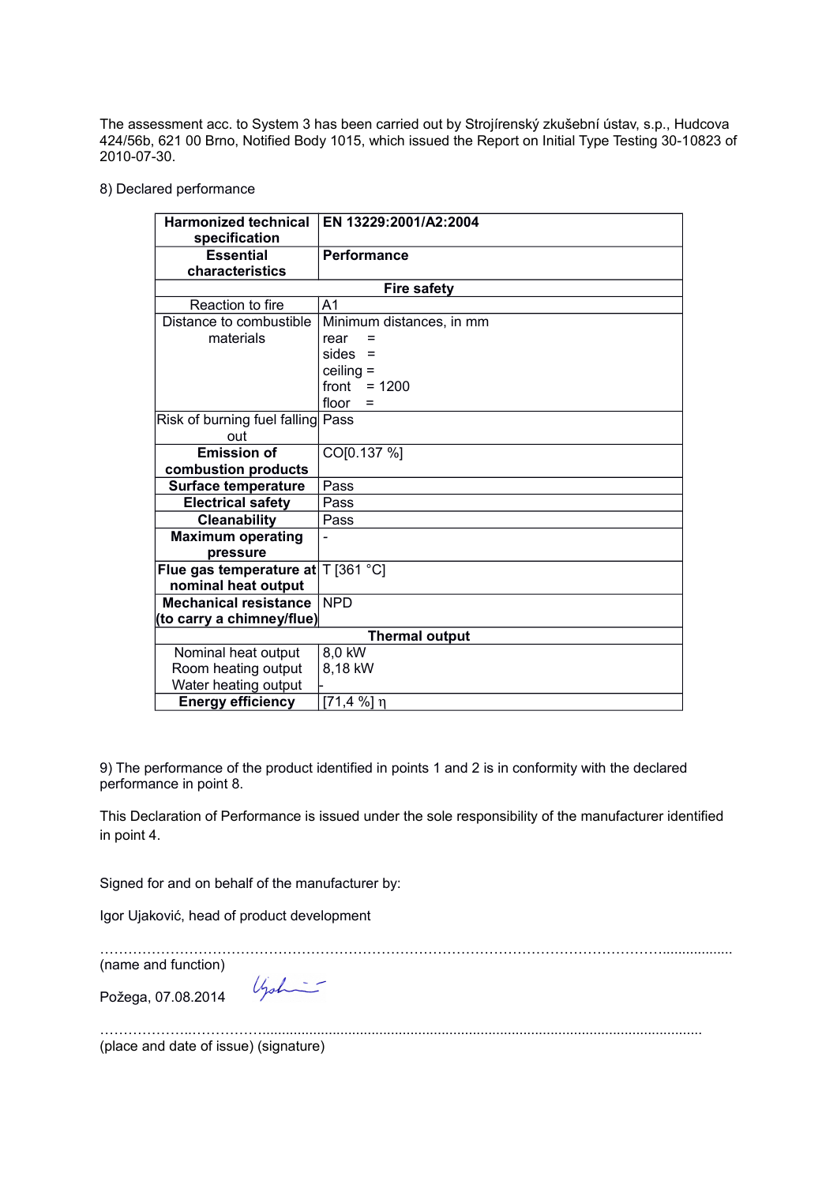The assessment acc. to System 3 has been carried out by Strojírenský zkušební ústav, s.p., Hudcova 424/56b, 621 00 Brno, Notified Body 1015, which issued the Report on Initial Type Testing 30-10823 of 2010-07-30.

8) Declared performance

| **Harmonized technical specification** | **EN 13229:2001/A2:2004** |
|---|---|
| **Essential characteristics** | **Performance** |
| **Fire safety** | |
| Reaction to fire | A1 |
| Distance to combustible materials | Minimum distances, in mm<br>rear =<br>sides =<br>ceiling =<br>front = 1200<br>floor = |
| Risk of burning fuel falling out | Pass |
| **Emission of combustion products** | CO[0.137 %] |
| **Surface temperature** | Pass |
| **Electrical safety** | Pass |
| **Cleanability** | Pass |
| **Maximum operating pressure** | - |
| **Flue gas temperature at nominal heat output** | T [361 °C] |
| **Mechanical resistance (to carry a chimney/flue)** | NPD |
| **Thermal output** | |
| Nominal heat output<br>Room heating output<br>Water heating output | 8,0 kW<br>8,18 kW<br>- |
| **Energy efficiency** | [71,4 %] η |

9) The performance of the product identified in points 1 and 2 is in conformity with the declared performance in point 8.

This Declaration of Performance is issued under the sole responsibility of the manufacturer identified in point 4.

Signed for and on behalf of the manufacturer by:

Igor Ujaković, head of product development

……………………………………………………………………………………………………………..................
(name and function)

Požega, 07.08.2014

………………..……………..............................................................................................................
(place and date of issue) (signature)